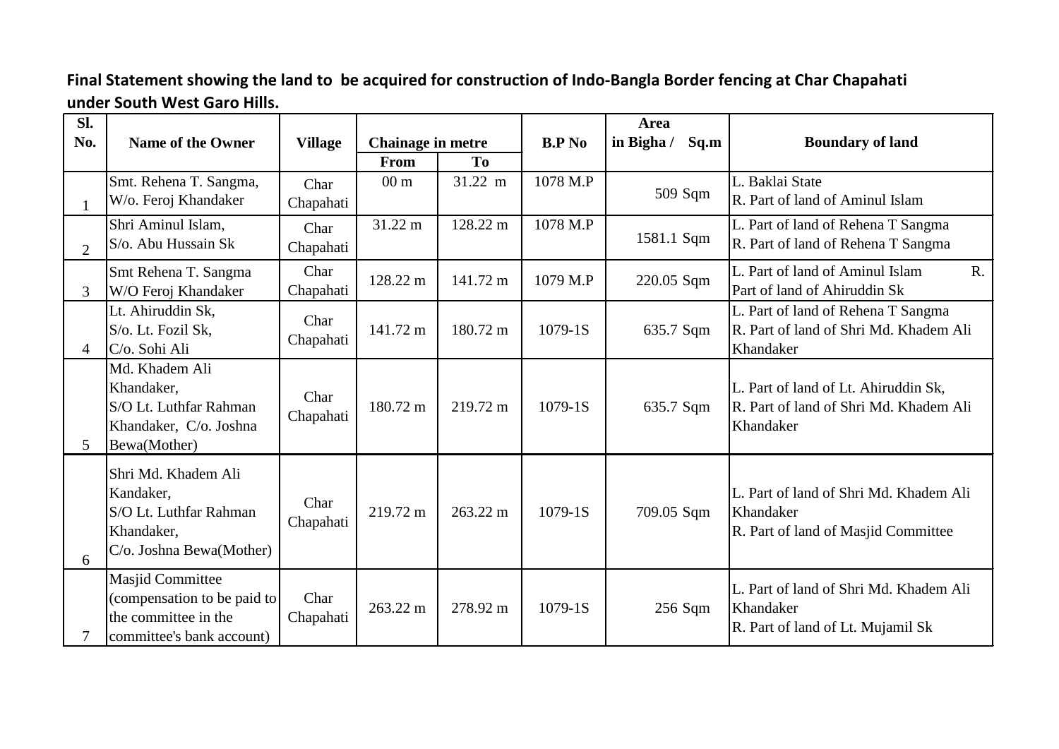**Final Statement showing the land to be acquired for construction of Indo-Bangla Border fencing at Char Chapahati under South West Garo Hills.**

| Sl. No. | Name of the Owner | Village | Chainage in metre | | B.P No | Area in Bigha / Sq.m | Boundary of land |
|---|---|---|---|---|---|---|---|
| | | | From | To | | | |
| 1 | Smt. Rehena T. Sangma, W/o. Feroj Khandaker | Char Chapahati | 00 m | 31.22 m | 1078 M.P | 509 Sqm | L. Baklai State<br>R. Part of land of Aminul Islam |
| 2 | Shri Aminul Islam, S/o. Abu Hussain Sk | Char Chapahati | 31.22 m | 128.22 m | 1078 M.P | 1581.1 Sqm | L. Part of land of Rehena T Sangma<br>R. Part of land of Rehena T Sangma |
| 3 | Smt Rehena T. Sangma W/O Feroj Khandaker | Char Chapahati | 128.22 m | 141.72 m | 1079 M.P | 220.05 Sqm | L. Part of land of Aminul Islam R. Part of land of Ahiruddin Sk |
| 4 | Lt. Ahiruddin Sk, S/o. Lt. Fozil Sk, C/o. Sohi Ali | Char Chapahati | 141.72 m | 180.72 m | 1079-1S | 635.7 Sqm | L. Part of land of Rehena T Sangma<br>R. Part of land of Shri Md. Khadem Ali Khandaker |
| 5 | Md. Khadem Ali Khandaker, S/O Lt. Luthfar Rahman Khandaker, C/o. Joshna Bewa(Mother) | Char Chapahati | 180.72 m | 219.72 m | 1079-1S | 635.7 Sqm | L. Part of land of Lt. Ahiruddin Sk,<br>R. Part of land of Shri Md. Khadem Ali Khandaker |
| 6 | Shri Md. Khadem Ali Kandaker, S/O Lt. Luthfar Rahman Khandaker, C/o. Joshna Bewa(Mother) | Char Chapahati | 219.72 m | 263.22 m | 1079-1S | 709.05 Sqm | L. Part of land of Shri Md. Khadem Ali Khandaker<br>R. Part of land of Masjid Committee |
| 7 | Masjid Committee (compensation to be paid to the committee in the committee's bank account) | Char Chapahati | 263.22 m | 278.92 m | 1079-1S | 256 Sqm | L. Part of land of Shri Md. Khadem Ali Khandaker<br>R. Part of land of Lt. Mujamil Sk |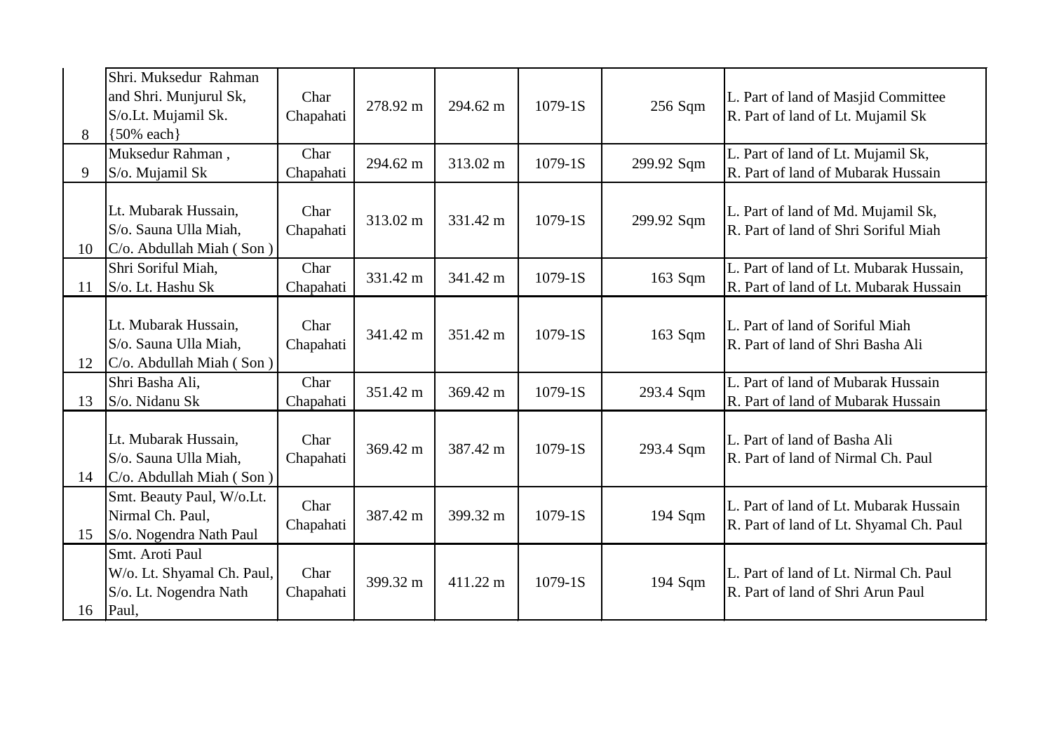| | | | | | | | |
|---|---|---|---|---|---|---|---|
| 8 | Shri. Muksedur Rahman and Shri. Munjurul Sk, S/o.Lt. Mujamil Sk. {50% each} | Char Chapahati | 278.92 m | 294.62 m | 1079-1S | 256 Sqm | L. Part of land of Masjid Committee<br>R. Part of land of Lt. Mujamil Sk |
| 9 | Muksedur Rahman , S/o. Mujamil Sk | Char Chapahati | 294.62 m | 313.02 m | 1079-1S | 299.92 Sqm | L. Part of land of Lt. Mujamil Sk,<br>R. Part of land of Mubarak Hussain |
| 10 | Lt. Mubarak Hussain, S/o. Sauna Ulla Miah, C/o. Abdullah Miah ( Son ) | Char Chapahati | 313.02 m | 331.42 m | 1079-1S | 299.92 Sqm | L. Part of land of Md. Mujamil Sk,<br>R. Part of land of Shri Soriful Miah |
| 11 | Shri Soriful Miah, S/o. Lt. Hashu Sk | Char Chapahati | 331.42 m | 341.42 m | 1079-1S | 163 Sqm | L. Part of land of Lt. Mubarak Hussain,<br>R. Part of land of Lt. Mubarak Hussain |
| 12 | Lt. Mubarak Hussain, S/o. Sauna Ulla Miah, C/o. Abdullah Miah ( Son ) | Char Chapahati | 341.42 m | 351.42 m | 1079-1S | 163 Sqm | L. Part of land of Soriful Miah<br>R. Part of land of Shri Basha Ali |
| 13 | Shri Basha Ali, S/o. Nidanu Sk | Char Chapahati | 351.42 m | 369.42 m | 1079-1S | 293.4 Sqm | L. Part of land of Mubarak Hussain<br>R. Part of land of Mubarak Hussain |
| 14 | Lt. Mubarak Hussain, S/o. Sauna Ulla Miah, C/o. Abdullah Miah ( Son ) | Char Chapahati | 369.42 m | 387.42 m | 1079-1S | 293.4 Sqm | L. Part of land of Basha Ali<br>R. Part of land of Nirmal Ch. Paul |
| 15 | Smt. Beauty Paul, W/o.Lt. Nirmal Ch. Paul, S/o. Nogendra Nath Paul | Char Chapahati | 387.42 m | 399.32 m | 1079-1S | 194 Sqm | L. Part of land of Lt. Mubarak Hussain<br>R. Part of land of Lt. Shyamal Ch. Paul |
| 16 | Smt. Aroti Paul W/o. Lt. Shyamal Ch. Paul, S/o. Lt. Nogendra Nath Paul, | Char Chapahati | 399.32 m | 411.22 m | 1079-1S | 194 Sqm | L. Part of land of Lt. Nirmal Ch. Paul<br>R. Part of land of Shri Arun Paul |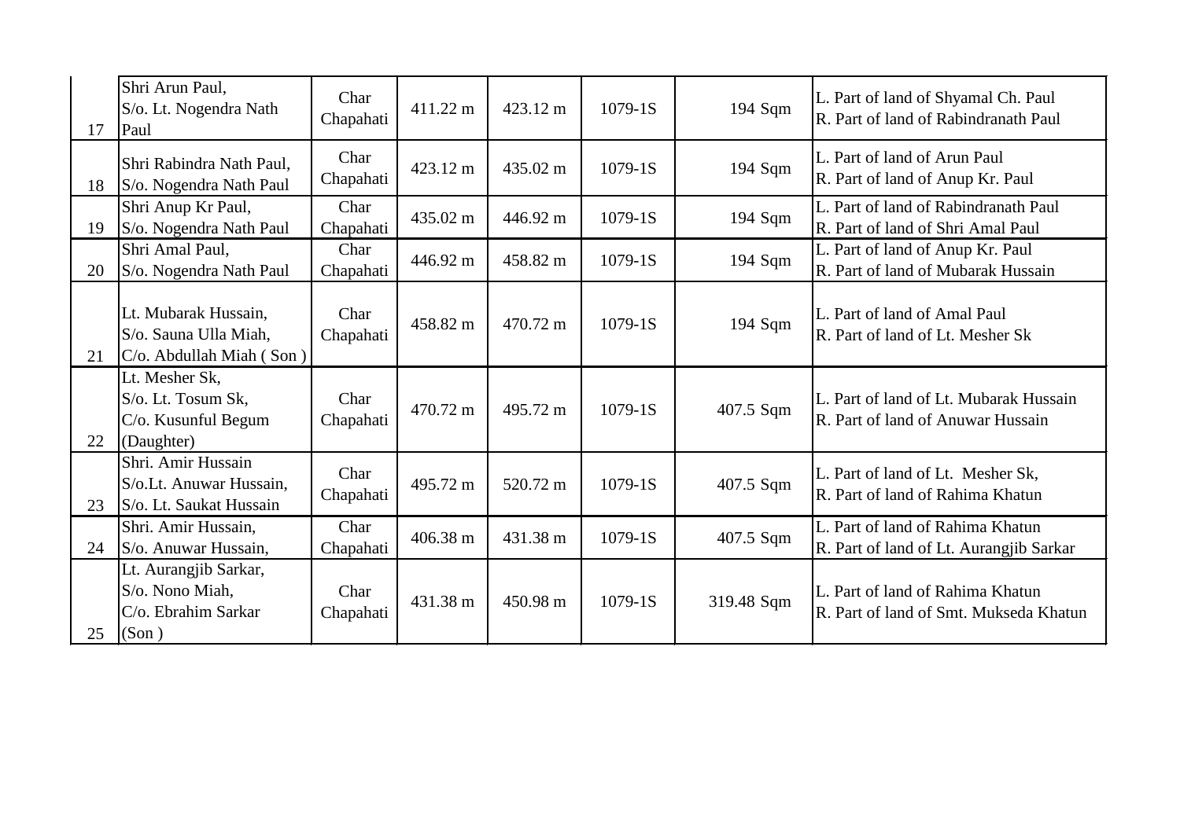| | | | | | | | |
|---|---|---|---|---|---|---|---|
| 17 | Shri Arun Paul,<br>S/o. Lt. Nogendra Nath Paul | Char Chapahati | 411.22 m | 423.12 m | 1079-1S | 194 Sqm | L. Part of land of Shyamal Ch. Paul<br>R. Part of land of Rabindranath Paul |
| 18 | Shri Rabindra Nath Paul,<br>S/o. Nogendra Nath Paul | Char Chapahati | 423.12 m | 435.02 m | 1079-1S | 194 Sqm | L. Part of land of Arun Paul<br>R. Part of land of Anup Kr. Paul |
| 19 | Shri Anup Kr Paul,<br>S/o. Nogendra Nath Paul | Char Chapahati | 435.02 m | 446.92 m | 1079-1S | 194 Sqm | L. Part of land of Rabindranath Paul<br>R. Part of land of Shri Amal Paul |
| 20 | Shri Amal Paul,<br>S/o. Nogendra Nath Paul | Char Chapahati | 446.92 m | 458.82 m | 1079-1S | 194 Sqm | L. Part of land of Anup Kr. Paul<br>R. Part of land of Mubarak Hussain |
| 21 | Lt. Mubarak Hussain,<br>S/o. Sauna Ulla Miah,<br>C/o. Abdullah Miah ( Son ) | Char Chapahati | 458.82 m | 470.72 m | 1079-1S | 194 Sqm | L. Part of land of Amal Paul<br>R. Part of land of Lt. Mesher Sk |
| 22 | Lt. Mesher Sk,<br>S/o. Lt. Tosum Sk,<br>C/o. Kusunful Begum (Daughter) | Char Chapahati | 470.72 m | 495.72 m | 1079-1S | 407.5 Sqm | L. Part of land of Lt. Mubarak Hussain<br>R. Part of land of Anuwar Hussain |
| 23 | Shri. Amir Hussain<br>S/o.Lt. Anuwar Hussain,<br>S/o. Lt. Saukat Hussain | Char Chapahati | 495.72 m | 520.72 m | 1079-1S | 407.5 Sqm | L. Part of land of Lt. Mesher Sk,<br>R. Part of land of Rahima Khatun |
| 24 | Shri. Amir Hussain,<br>S/o. Anuwar Hussain, | Char Chapahati | 406.38 m | 431.38 m | 1079-1S | 407.5 Sqm | L. Part of land of Rahima Khatun<br>R. Part of land of Lt. Aurangjib Sarkar |
| 25 | Lt. Aurangjib Sarkar,<br>S/o. Nono Miah,<br>C/o. Ebrahim Sarkar (Son ) | Char Chapahati | 431.38 m | 450.98 m | 1079-1S | 319.48 Sqm | L. Part of land of Rahima Khatun<br>R. Part of land of Smt. Mukseda Khatun |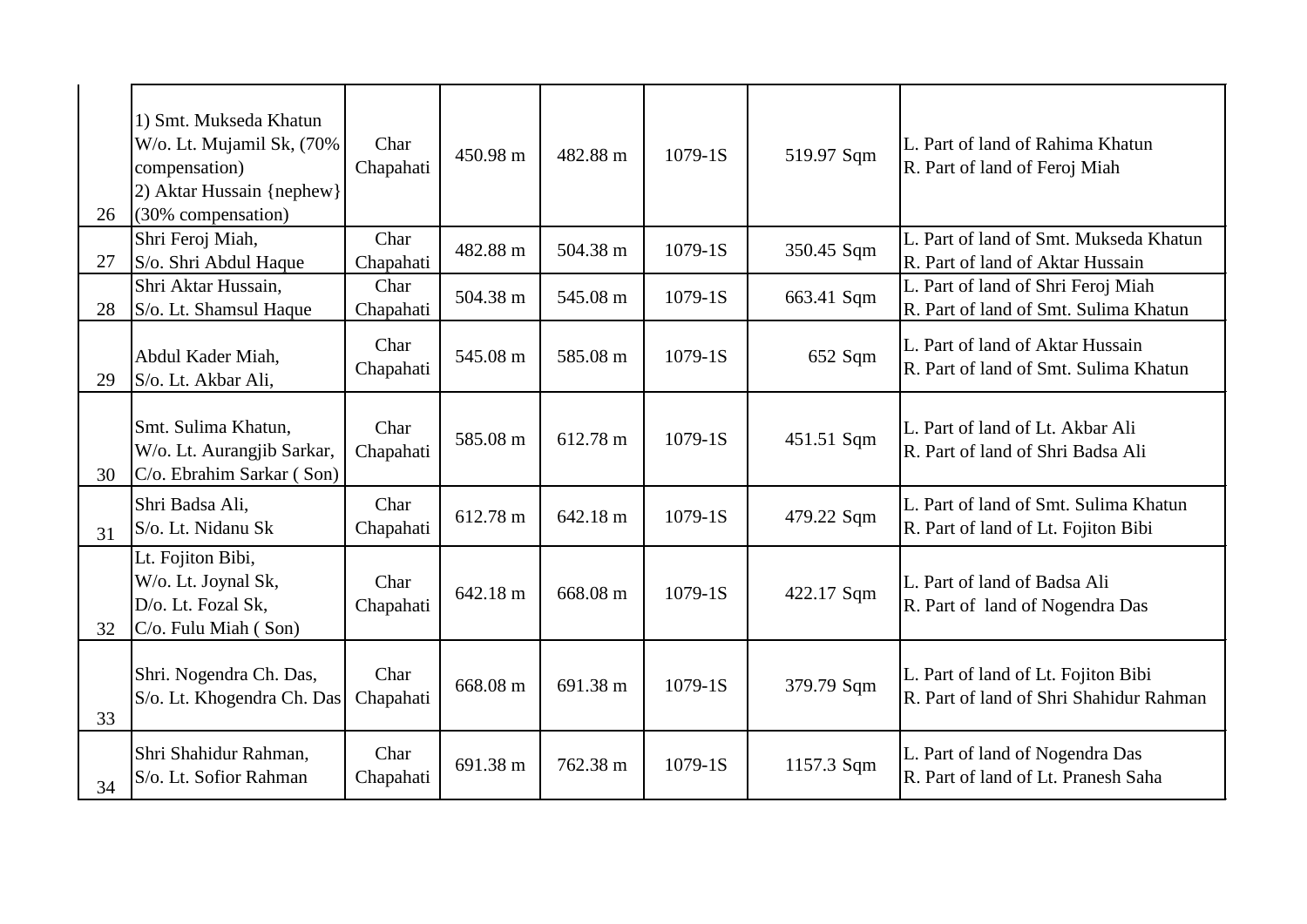| | | | | | | | |
|---|---|---|---|---|---|---|---|
| 26 | 1) Smt. Mukseda Khatun W/o. Lt. Mujamil Sk, (70% compensation)<br>2) Aktar Hussain {nephew} (30% compensation) | Char Chapahati | 450.98 m | 482.88 m | 1079-1S | 519.97 Sqm | L. Part of land of Rahima Khatun<br>R. Part of land of Feroj Miah |
| 27 | Shri Feroj Miah,<br>S/o. Shri Abdul Haque | Char Chapahati | 482.88 m | 504.38 m | 1079-1S | 350.45 Sqm | L. Part of land of Smt. Mukseda Khatun<br>R. Part of land of Aktar Hussain |
| 28 | Shri Aktar Hussain,<br>S/o. Lt. Shamsul Haque | Char Chapahati | 504.38 m | 545.08 m | 1079-1S | 663.41 Sqm | L. Part of land of Shri Feroj Miah<br>R. Part of land of Smt. Sulima Khatun |
| 29 | Abdul Kader Miah,<br>S/o. Lt. Akbar Ali, | Char Chapahati | 545.08 m | 585.08 m | 1079-1S | 652 Sqm | L. Part of land of Aktar Hussain<br>R. Part of land of Smt. Sulima Khatun |
| 30 | Smt. Sulima Khatun,<br>W/o. Lt. Aurangjib Sarkar,<br>C/o. Ebrahim Sarkar ( Son) | Char Chapahati | 585.08 m | 612.78 m | 1079-1S | 451.51 Sqm | L. Part of land of Lt. Akbar Ali<br>R. Part of land of Shri Badsa Ali |
| 31 | Shri Badsa Ali,<br>S/o. Lt. Nidanu Sk | Char Chapahati | 612.78 m | 642.18 m | 1079-1S | 479.22 Sqm | L. Part of land of Smt. Sulima Khatun<br>R. Part of land of Lt. Fojiton Bibi |
| 32 | Lt. Fojiton Bibi,<br>W/o. Lt. Joynal Sk,<br>D/o. Lt. Fozal Sk,<br>C/o. Fulu Miah ( Son) | Char Chapahati | 642.18 m | 668.08 m | 1079-1S | 422.17 Sqm | L. Part of land of Badsa Ali<br>R. Part of land of Nogendra Das |
| 33 | Shri. Nogendra Ch. Das,<br>S/o. Lt. Khogendra Ch. Das | Char Chapahati | 668.08 m | 691.38 m | 1079-1S | 379.79 Sqm | L. Part of land of Lt. Fojiton Bibi<br>R. Part of land of Shri Shahidur Rahman |
| 34 | Shri Shahidur Rahman,<br>S/o. Lt. Sofior Rahman | Char Chapahati | 691.38 m | 762.38 m | 1079-1S | 1157.3 Sqm | L. Part of land of Nogendra Das<br>R. Part of land of Lt. Pranesh Saha |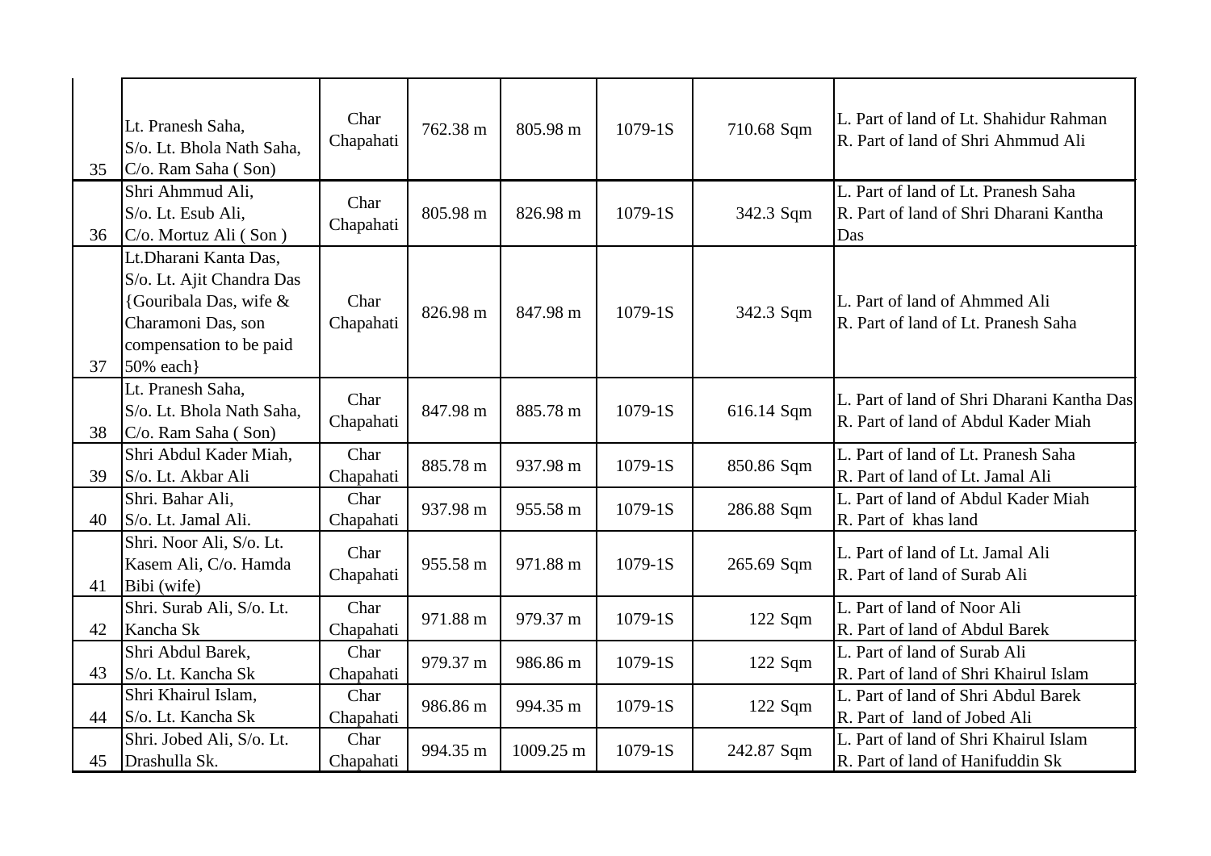| | | | | | | | |
|---|---|---|---|---|---|---|---|
| 35 | Lt. Pranesh Saha, S/o. Lt. Bhola Nath Saha, C/o. Ram Saha ( Son) | Char Chapahati | 762.38 m | 805.98 m | 1079-1S | 710.68 Sqm | L. Part of land of Lt. Shahidur Rahman R. Part of land of Shri Ahmmud Ali |
| 36 | Shri Ahmmud Ali, S/o. Lt. Esub Ali, C/o. Mortuz Ali ( Son ) | Char Chapahati | 805.98 m | 826.98 m | 1079-1S | 342.3 Sqm | L. Part of land of Lt. Pranesh Saha R. Part of land of Shri Dharani Kantha Das |
| 37 | Lt.Dharani Kanta Das, S/o. Lt. Ajit Chandra Das {Gouribala Das, wife & Charamoni Das, son compensation to be paid 50% each} | Char Chapahati | 826.98 m | 847.98 m | 1079-1S | 342.3 Sqm | L. Part of land of Ahmmed Ali R. Part of land of Lt. Pranesh Saha |
| 38 | Lt. Pranesh Saha, S/o. Lt. Bhola Nath Saha, C/o. Ram Saha ( Son) | Char Chapahati | 847.98 m | 885.78 m | 1079-1S | 616.14 Sqm | L. Part of land of Shri Dharani Kantha Das R. Part of land of Abdul Kader Miah |
| 39 | Shri Abdul Kader Miah, S/o. Lt. Akbar Ali | Char Chapahati | 885.78 m | 937.98 m | 1079-1S | 850.86 Sqm | L. Part of land of Lt. Pranesh Saha R. Part of land of Lt. Jamal Ali |
| 40 | Shri. Bahar Ali, S/o. Lt. Jamal Ali. | Char Chapahati | 937.98 m | 955.58 m | 1079-1S | 286.88 Sqm | L. Part of land of Abdul Kader Miah R. Part of khas land |
| 41 | Shri. Noor Ali, S/o. Lt. Kasem Ali, C/o. Hamda Bibi (wife) | Char Chapahati | 955.58 m | 971.88 m | 1079-1S | 265.69 Sqm | L. Part of land of Lt. Jamal Ali R. Part of land of Surab Ali |
| 42 | Shri. Surab Ali, S/o. Lt. Kancha Sk | Char Chapahati | 971.88 m | 979.37 m | 1079-1S | 122 Sqm | L. Part of land of Noor Ali R. Part of land of Abdul Barek |
| 43 | Shri Abdul Barek, S/o. Lt. Kancha Sk | Char Chapahati | 979.37 m | 986.86 m | 1079-1S | 122 Sqm | L. Part of land of Surab Ali R. Part of land of Shri Khairul Islam |
| 44 | Shri Khairul Islam, S/o. Lt. Kancha Sk | Char Chapahati | 986.86 m | 994.35 m | 1079-1S | 122 Sqm | L. Part of land of Shri Abdul Barek R. Part of land of Jobed Ali |
| 45 | Shri. Jobed Ali, S/o. Lt. Drashulla Sk. | Char Chapahati | 994.35 m | 1009.25 m | 1079-1S | 242.87 Sqm | L. Part of land of Shri Khairul Islam R. Part of land of Hanifuddin Sk |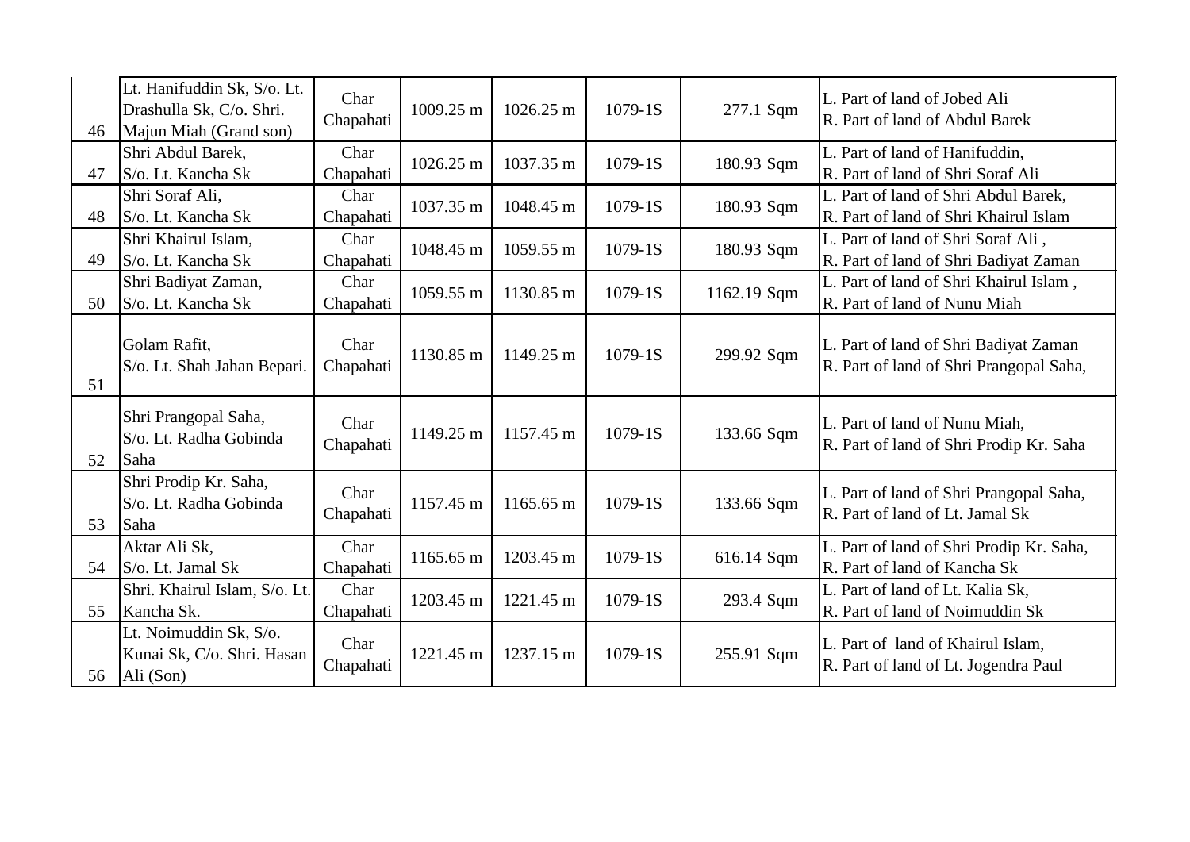| 46 | Lt. Hanifuddin Sk, S/o. Lt. Drashulla Sk, C/o. Shri. Majun Miah (Grand son) | Char Chapahati | 1009.25 m | 1026.25 m | 1079-1S | 277.1 Sqm | L. Part of land of Jobed Ali<br>R. Part of land of Abdul Barek |
|---|---|---|---|---|---|---|---|
| 47 | Shri Abdul Barek, S/o. Lt. Kancha Sk | Char Chapahati | 1026.25 m | 1037.35 m | 1079-1S | 180.93 Sqm | L. Part of land of Hanifuddin,<br>R. Part of land of Shri Soraf Ali |
| 48 | Shri Soraf Ali, S/o. Lt. Kancha Sk | Char Chapahati | 1037.35 m | 1048.45 m | 1079-1S | 180.93 Sqm | L. Part of land of Shri Abdul Barek,<br>R. Part of land of Shri Khairul Islam |
| 49 | Shri Khairul Islam, S/o. Lt. Kancha Sk | Char Chapahati | 1048.45 m | 1059.55 m | 1079-1S | 180.93 Sqm | L. Part of land of Shri Soraf Ali ,<br>R. Part of land of Shri Badiyat Zaman |
| 50 | Shri Badiyat Zaman, S/o. Lt. Kancha Sk | Char Chapahati | 1059.55 m | 1130.85 m | 1079-1S | 1162.19 Sqm | L. Part of land of Shri Khairul Islam ,<br>R. Part of land of Nunu Miah |
| 51 | Golam Rafit, S/o. Lt. Shah Jahan Bepari. | Char Chapahati | 1130.85 m | 1149.25 m | 1079-1S | 299.92 Sqm | L. Part of land of Shri Badiyat Zaman<br>R. Part of land of Shri Prangopal Saha, |
| 52 | Shri Prangopal Saha, S/o. Lt. Radha Gobinda Saha | Char Chapahati | 1149.25 m | 1157.45 m | 1079-1S | 133.66 Sqm | L. Part of land of Nunu Miah,<br>R. Part of land of Shri Prodip Kr. Saha |
| 53 | Shri Prodip Kr. Saha, S/o. Lt. Radha Gobinda Saha | Char Chapahati | 1157.45 m | 1165.65 m | 1079-1S | 133.66 Sqm | L. Part of land of Shri Prangopal Saha,<br>R. Part of land of Lt. Jamal Sk |
| 54 | Aktar Ali Sk, S/o. Lt. Jamal Sk | Char Chapahati | 1165.65 m | 1203.45 m | 1079-1S | 616.14 Sqm | L. Part of land of Shri Prodip Kr. Saha,<br>R. Part of land of Kancha Sk |
| 55 | Shri. Khairul Islam, S/o. Lt. Kancha Sk. | Char Chapahati | 1203.45 m | 1221.45 m | 1079-1S | 293.4 Sqm | L. Part of land of Lt. Kalia Sk,<br>R. Part of land of Noimuddin Sk |
| 56 | Lt. Noimuddin Sk, S/o. Kunai Sk, C/o. Shri. Hasan Ali (Son) | Char Chapahati | 1221.45 m | 1237.15 m | 1079-1S | 255.91 Sqm | L. Part of land of Khairul Islam,<br>R. Part of land of Lt. Jogendra Paul |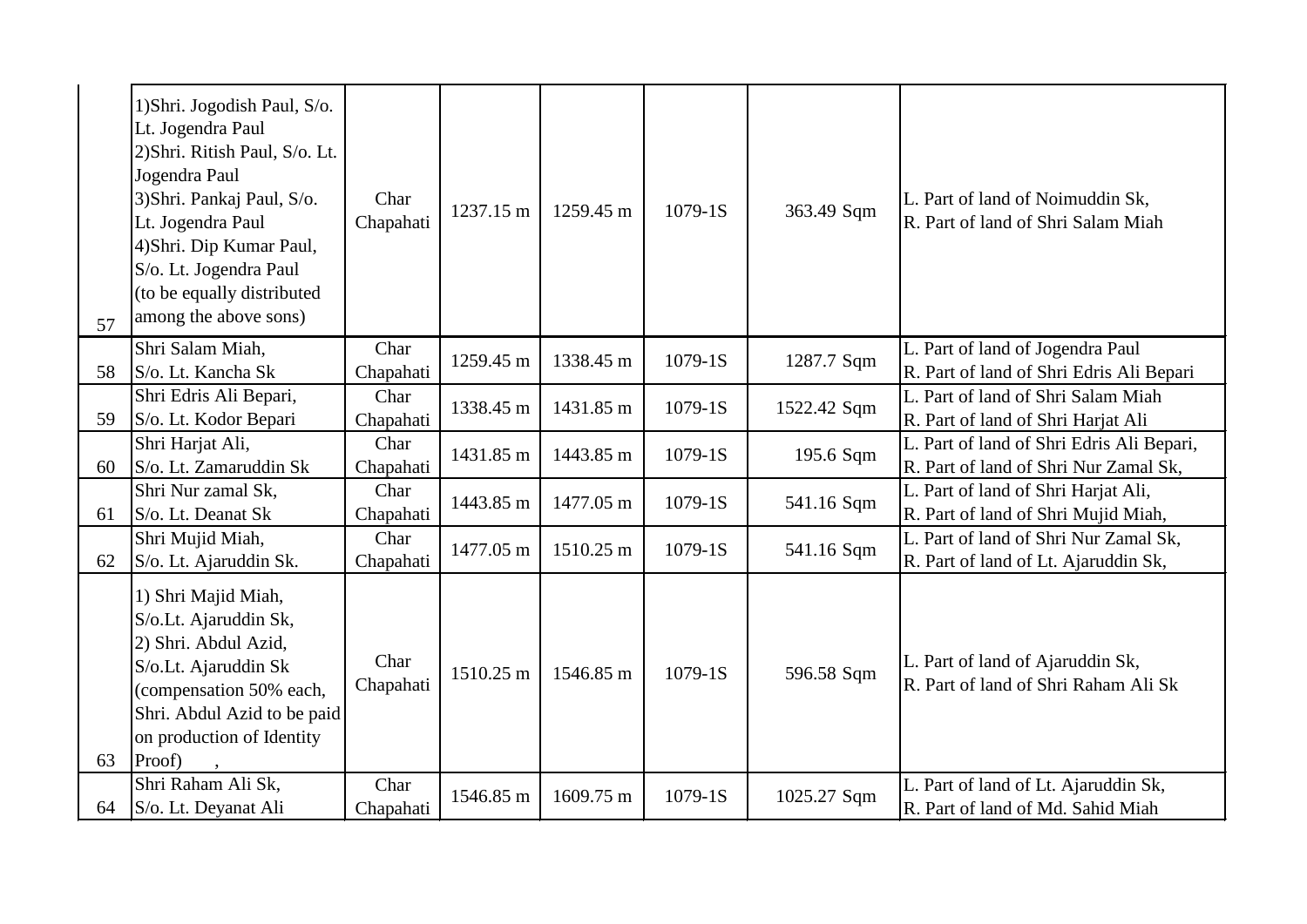| 57 | 1)Shri. Jogodish Paul, S/o. Lt. Jogendra Paul<br>2)Shri. Ritish Paul, S/o. Lt. Jogendra Paul<br>3)Shri. Pankaj Paul, S/o. Lt. Jogendra Paul<br>4)Shri. Dip Kumar Paul, S/o. Lt. Jogendra Paul<br>(to be equally distributed among the above sons) | Char Chapahati | 1237.15 m | 1259.45 m | 1079-1S | 363.49 Sqm | L. Part of land of Noimuddin Sk,<br>R. Part of land of Shri Salam Miah |
|---|---|---|---|---|---|---|---|
| 58 | Shri Salam Miah,<br>S/o. Lt. Kancha Sk | Char Chapahati | 1259.45 m | 1338.45 m | 1079-1S | 1287.7 Sqm | L. Part of land of Jogendra Paul<br>R. Part of land of Shri Edris Ali Bepari |
| 59 | Shri Edris Ali Bepari,<br>S/o. Lt. Kodor Bepari | Char Chapahati | 1338.45 m | 1431.85 m | 1079-1S | 1522.42 Sqm | L. Part of land of Shri Salam Miah<br>R. Part of land of Shri Harjat Ali |
| 60 | Shri Harjat Ali,<br>S/o. Lt. Zamaruddin Sk | Char Chapahati | 1431.85 m | 1443.85 m | 1079-1S | 195.6 Sqm | L. Part of land of Shri Edris Ali Bepari,<br>R. Part of land of Shri Nur Zamal Sk, |
| 61 | Shri Nur zamal Sk,<br>S/o. Lt. Deanat Sk | Char Chapahati | 1443.85 m | 1477.05 m | 1079-1S | 541.16 Sqm | L. Part of land of Shri Harjat Ali,<br>R. Part of land of Shri Mujid Miah, |
| 62 | Shri Mujid Miah,<br>S/o. Lt. Ajaruddin Sk. | Char Chapahati | 1477.05 m | 1510.25 m | 1079-1S | 541.16 Sqm | L. Part of land of Shri Nur Zamal Sk,<br>R. Part of land of Lt. Ajaruddin Sk, |
| 63 | 1) Shri Majid Miah,<br>S/o.Lt. Ajaruddin Sk,<br>2) Shri. Abdul Azid,<br>S/o.Lt. Ajaruddin Sk<br>(compensation 50% each, Shri. Abdul Azid to be paid on production of Identity Proof) , | Char Chapahati | 1510.25 m | 1546.85 m | 1079-1S | 596.58 Sqm | L. Part of land of Ajaruddin Sk,<br>R. Part of land of Shri Raham Ali Sk |
| 64 | Shri Raham Ali Sk,<br>S/o. Lt. Deyanat Ali | Char Chapahati | 1546.85 m | 1609.75 m | 1079-1S | 1025.27 Sqm | L. Part of land of Lt. Ajaruddin Sk,<br>R. Part of land of Md. Sahid Miah |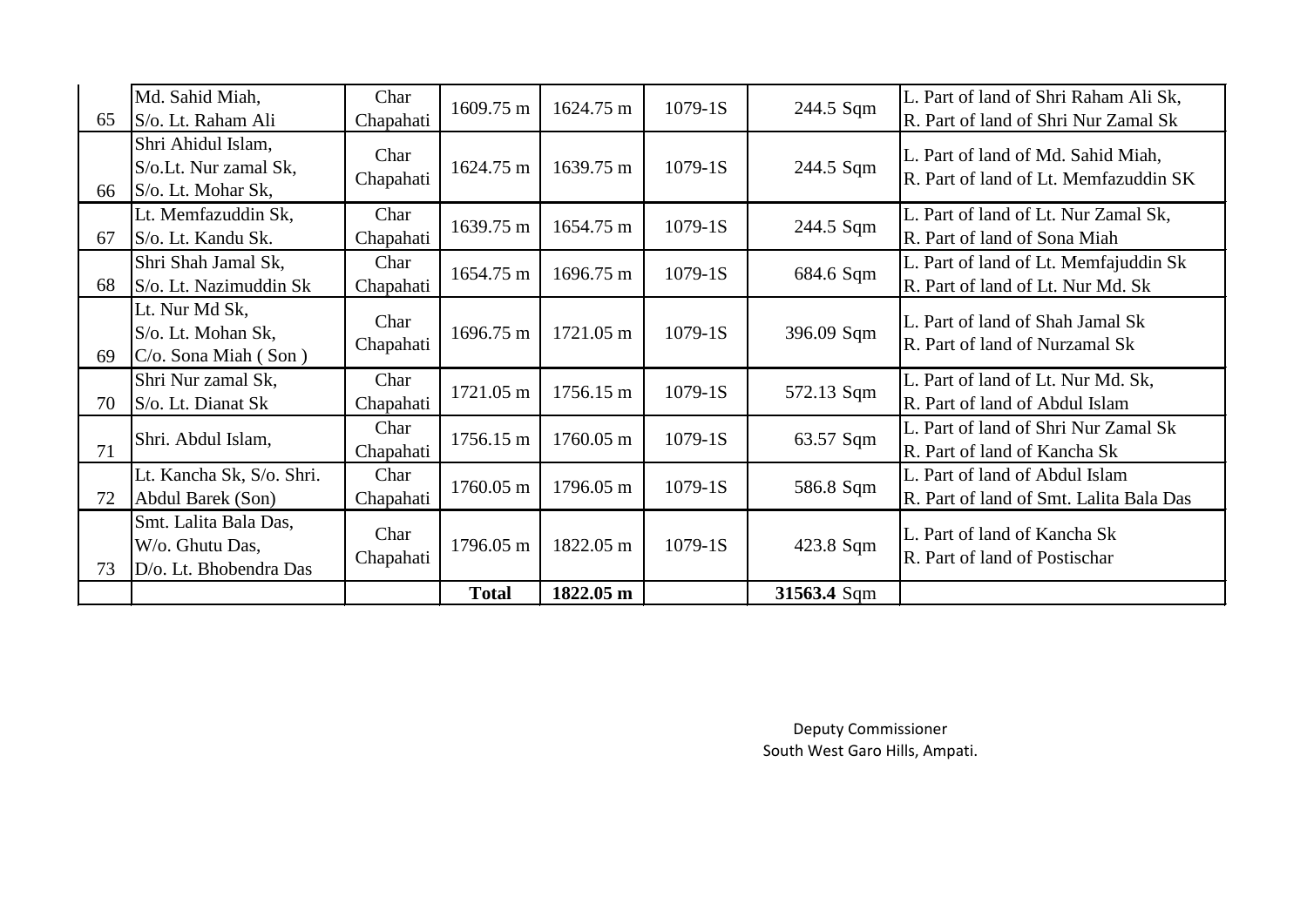| | | | | | | | |
|---|---|---|---|---|---|---|---|
| 65 | Md. Sahid Miah,<br>S/o. Lt. Raham Ali | Char Chapahati | 1609.75 m | 1624.75 m | 1079-1S | 244.5 Sqm | L. Part of land of Shri Raham Ali Sk,<br>R. Part of land of Shri Nur Zamal Sk |
| 66 | Shri Ahidul Islam,<br>S/o.Lt. Nur zamal Sk,<br>S/o. Lt. Mohar Sk, | Char Chapahati | 1624.75 m | 1639.75 m | 1079-1S | 244.5 Sqm | L. Part of land of Md. Sahid Miah,<br>R. Part of land of Lt. Memfazuddin SK |
| 67 | Lt. Memfazuddin Sk,<br>S/o. Lt. Kandu Sk. | Char Chapahati | 1639.75 m | 1654.75 m | 1079-1S | 244.5 Sqm | L. Part of land of Lt. Nur Zamal Sk,<br>R. Part of land of Sona Miah |
| 68 | Shri Shah Jamal Sk,<br>S/o. Lt. Nazimuddin Sk | Char Chapahati | 1654.75 m | 1696.75 m | 1079-1S | 684.6 Sqm | L. Part of land of Lt. Memfajuddin Sk<br>R. Part of land of Lt. Nur Md. Sk |
| 69 | Lt. Nur Md Sk,<br>S/o. Lt. Mohan Sk,<br>C/o. Sona Miah ( Son ) | Char Chapahati | 1696.75 m | 1721.05 m | 1079-1S | 396.09 Sqm | L. Part of land of Shah Jamal Sk<br>R. Part of land of Nurzamal Sk |
| 70 | Shri Nur zamal Sk,<br>S/o. Lt. Dianat Sk | Char Chapahati | 1721.05 m | 1756.15 m | 1079-1S | 572.13 Sqm | L. Part of land of Lt. Nur Md. Sk,<br>R. Part of land of Abdul Islam |
| 71 | Shri. Abdul Islam, | Char Chapahati | 1756.15 m | 1760.05 m | 1079-1S | 63.57 Sqm | L. Part of land of Shri Nur Zamal Sk<br>R. Part of land of Kancha Sk |
| 72 | Lt. Kancha Sk, S/o. Shri.<br>Abdul Barek (Son) | Char Chapahati | 1760.05 m | 1796.05 m | 1079-1S | 586.8 Sqm | L. Part of land of Abdul Islam<br>R. Part of land of Smt. Lalita Bala Das |
| 73 | Smt. Lalita Bala Das,<br>W/o. Ghutu Das,<br>D/o. Lt. Bhobendra Das | Char Chapahati | 1796.05 m | 1822.05 m | 1079-1S | 423.8 Sqm | L. Part of land of Kancha Sk<br>R. Part of land of Postischar |
| | | | **Total** | **1822.05 m** | | **31563.4** Sqm | |

Deputy Commissioner
South West Garo Hills, Ampati.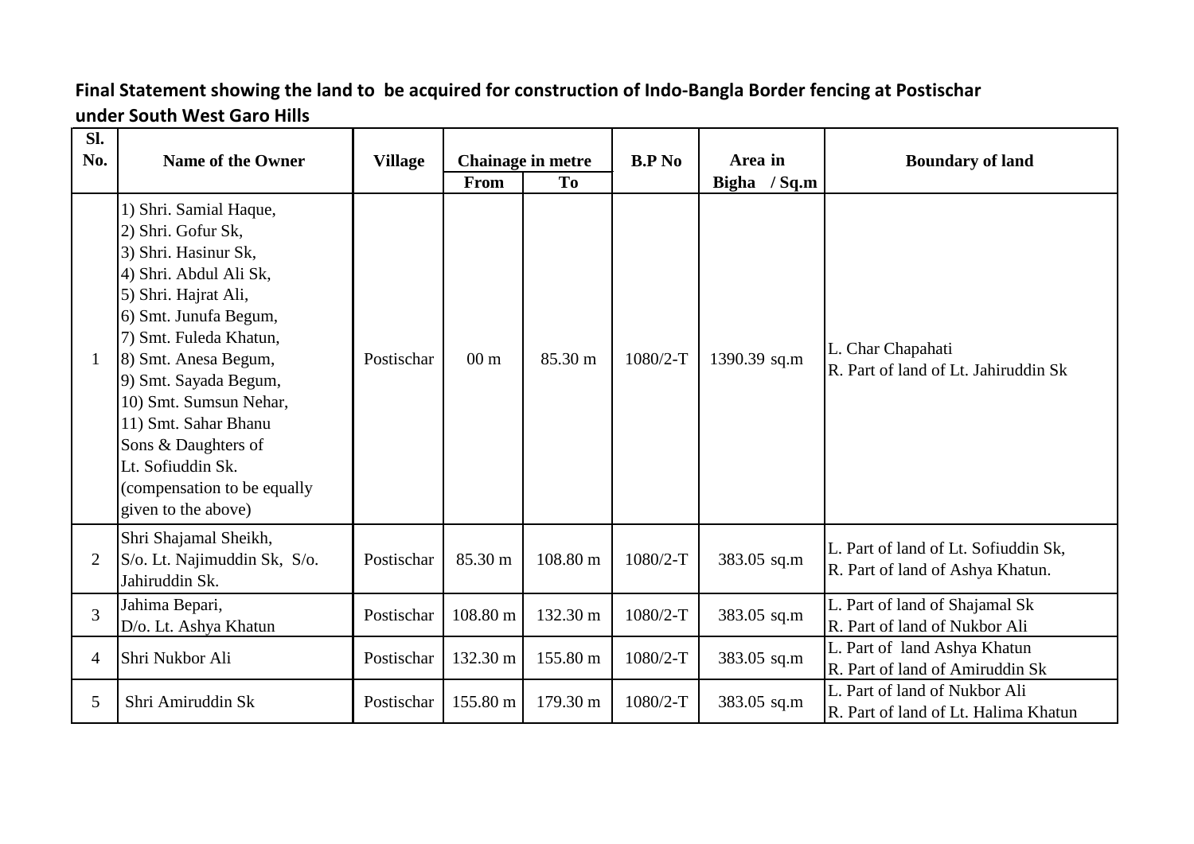**Final Statement showing the land to be acquired for construction of Indo-Bangla Border fencing at Postischar under South West Garo Hills**

| Sl. No. | Name of the Owner | Village | Chainage in metre | | B.P No | Area in Bigha / Sq.m | Boundary of land |
|---|---|---|---|---|---|---|---|
| | | | From | To | | | |
| 1 | 1) Shri. Samial Haque,<br>2) Shri. Gofur Sk,<br>3) Shri. Hasinur Sk,<br>4) Shri. Abdul Ali Sk,<br>5) Shri. Hajrat Ali,<br>6) Smt. Junufa Begum,<br>7) Smt. Fuleda Khatun,<br>8) Smt. Anesa Begum,<br>9) Smt. Sayada Begum,<br>10) Smt. Sumsun Nehar,<br>11) Smt. Sahar Bhanu<br>Sons & Daughters of<br>Lt. Sofiuddin Sk.<br>(compensation to be equally given to the above) | Postischar | 00 m | 85.30 m | 1080/2-T | 1390.39 sq.m | L. Char Chapahati<br>R. Part of land of Lt. Jahiruddin Sk |
| 2 | Shri Shajamal Sheikh,<br>S/o. Lt. Najimuddin Sk, S/o. Jahiruddin Sk. | Postischar | 85.30 m | 108.80 m | 1080/2-T | 383.05 sq.m | L. Part of land of Lt. Sofiuddin Sk,<br>R. Part of land of Ashya Khatun. |
| 3 | Jahima Bepari,<br>D/o. Lt. Ashya Khatun | Postischar | 108.80 m | 132.30 m | 1080/2-T | 383.05 sq.m | L. Part of land of Shajamal Sk<br>R. Part of land of Nukbor Ali |
| 4 | Shri Nukbor Ali | Postischar | 132.30 m | 155.80 m | 1080/2-T | 383.05 sq.m | L. Part of land Ashya Khatun<br>R. Part of land of Amiruddin Sk |
| 5 | Shri Amiruddin Sk | Postischar | 155.80 m | 179.30 m | 1080/2-T | 383.05 sq.m | L. Part of land of Nukbor Ali<br>R. Part of land of Lt. Halima Khatun |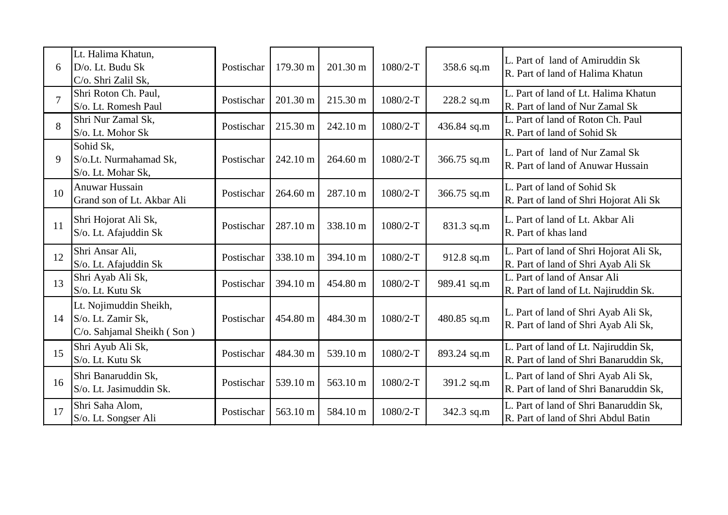| | | | | | | | |
|---|---|---|---|---|---|---|---|
| 6 | Lt. Halima Khatun,<br>D/o. Lt. Budu Sk<br>C/o. Shri Zalil Sk, | Postischar | 179.30 m | 201.30 m | 1080/2-T | 358.6 sq.m | L. Part of land of Amiruddin Sk<br>R. Part of land of Halima Khatun |
| 7 | Shri Roton Ch. Paul,<br>S/o. Lt. Romesh Paul | Postischar | 201.30 m | 215.30 m | 1080/2-T | 228.2 sq.m | L. Part of land of Lt. Halima Khatun<br>R. Part of land of Nur Zamal Sk |
| 8 | Shri Nur Zamal Sk,<br>S/o. Lt. Mohor Sk | Postischar | 215.30 m | 242.10 m | 1080/2-T | 436.84 sq.m | L. Part of land of Roton Ch. Paul<br>R. Part of land of Sohid Sk |
| 9 | Sohid Sk,<br>S/o.Lt. Nurmahamad Sk,<br>S/o. Lt. Mohar Sk, | Postischar | 242.10 m | 264.60 m | 1080/2-T | 366.75 sq.m | L. Part of land of Nur Zamal Sk<br>R. Part of land of Anuwar Hussain |
| 10 | Anuwar Hussain<br>Grand son of Lt. Akbar Ali | Postischar | 264.60 m | 287.10 m | 1080/2-T | 366.75 sq.m | L. Part of land of Sohid Sk<br>R. Part of land of Shri Hojorat Ali Sk |
| 11 | Shri Hojorat Ali Sk,<br>S/o. Lt. Afajuddin Sk | Postischar | 287.10 m | 338.10 m | 1080/2-T | 831.3 sq.m | L. Part of land of Lt. Akbar Ali<br>R. Part of khas land |
| 12 | Shri Ansar Ali,<br>S/o. Lt. Afajuddin Sk | Postischar | 338.10 m | 394.10 m | 1080/2-T | 912.8 sq.m | L. Part of land of Shri Hojorat Ali Sk,<br>R. Part of land of Shri Ayab Ali Sk |
| 13 | Shri Ayab Ali Sk,<br>S/o. Lt. Kutu Sk | Postischar | 394.10 m | 454.80 m | 1080/2-T | 989.41 sq.m | L. Part of land of Ansar Ali<br>R. Part of land of Lt. Najiruddin Sk. |
| 14 | Lt. Nojimuddin Sheikh,<br>S/o. Lt. Zamir Sk,<br>C/o. Sahjamal Sheikh ( Son ) | Postischar | 454.80 m | 484.30 m | 1080/2-T | 480.85 sq.m | L. Part of land of Shri Ayab Ali Sk,<br>R. Part of land of Shri Ayab Ali Sk, |
| 15 | Shri Ayub Ali Sk,<br>S/o. Lt. Kutu Sk | Postischar | 484.30 m | 539.10 m | 1080/2-T | 893.24 sq.m | L. Part of land of Lt. Najiruddin Sk,<br>R. Part of land of Shri Banaruddin Sk, |
| 16 | Shri Banaruddin Sk,<br>S/o. Lt. Jasimuddin Sk. | Postischar | 539.10 m | 563.10 m | 1080/2-T | 391.2 sq.m | L. Part of land of Shri Ayab Ali Sk,<br>R. Part of land of Shri Banaruddin Sk, |
| 17 | Shri Saha Alom,<br>S/o. Lt. Songser Ali | Postischar | 563.10 m | 584.10 m | 1080/2-T | 342.3 sq.m | L. Part of land of Shri Banaruddin Sk,<br>R. Part of land of Shri Abdul Batin |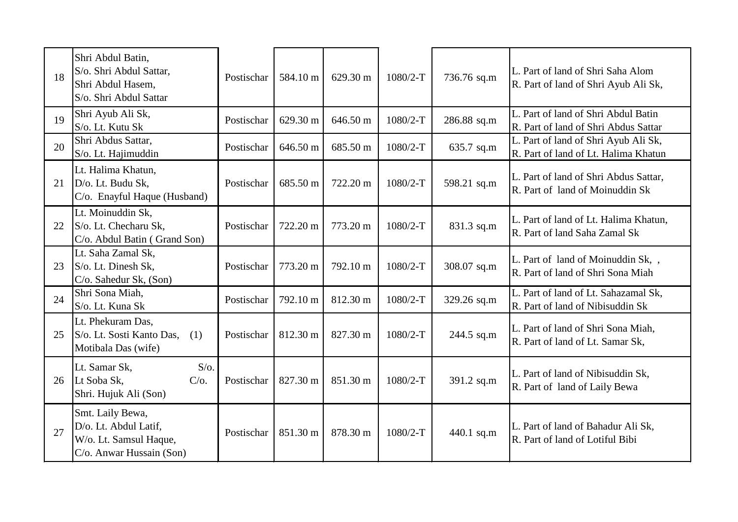| | | | | | | | |
|---|---|---|---|---|---|---|---|
| 18 | Shri Abdul Batin,<br>S/o. Shri Abdul Sattar,<br>Shri Abdul Hasem,<br>S/o. Shri Abdul Sattar | Postischar | 584.10 m | 629.30 m | 1080/2-T | 736.76 sq.m | L. Part of land of Shri Saha Alom<br>R. Part of land of Shri Ayub Ali Sk, |
| 19 | Shri Ayub Ali Sk,<br>S/o. Lt. Kutu Sk | Postischar | 629.30 m | 646.50 m | 1080/2-T | 286.88 sq.m | L. Part of land of Shri Abdul Batin<br>R. Part of land of Shri Abdus Sattar |
| 20 | Shri Abdus Sattar,<br>S/o. Lt. Hajimuddin | Postischar | 646.50 m | 685.50 m | 1080/2-T | 635.7 sq.m | L. Part of land of Shri Ayub Ali Sk,<br>R. Part of land of Lt. Halima Khatun |
| 21 | Lt. Halima Khatun,<br>D/o. Lt. Budu Sk,<br>C/o. Enayful Haque (Husband) | Postischar | 685.50 m | 722.20 m | 1080/2-T | 598.21 sq.m | L. Part of land of Shri Abdus Sattar,<br>R. Part of land of Moinuddin Sk |
| 22 | Lt. Moinuddin Sk,<br>S/o. Lt. Checharu Sk,<br>C/o. Abdul Batin ( Grand Son) | Postischar | 722.20 m | 773.20 m | 1080/2-T | 831.3 sq.m | L. Part of land of Lt. Halima Khatun,<br>R. Part of land Saha Zamal Sk |
| 23 | Lt. Saha Zamal Sk,<br>S/o. Lt. Dinesh Sk,<br>C/o. Sahedur Sk, (Son) | Postischar | 773.20 m | 792.10 m | 1080/2-T | 308.07 sq.m | L. Part of land of Moinuddin Sk, ,<br>R. Part of land of Shri Sona Miah |
| 24 | Shri Sona Miah,<br>S/o. Lt. Kuna Sk | Postischar | 792.10 m | 812.30 m | 1080/2-T | 329.26 sq.m | L. Part of land of Lt. Sahazamal Sk,<br>R. Part of land of Nibisuddin Sk |
| 25 | Lt. Phekuram Das,<br>S/o. Lt. Sosti Kanto Das, (1)<br>Motibala Das (wife) | Postischar | 812.30 m | 827.30 m | 1080/2-T | 244.5 sq.m | L. Part of land of Shri Sona Miah,<br>R. Part of land of Lt. Samar Sk, |
| 26 | Lt. Samar Sk, S/o.<br>Lt Soba Sk, C/o.<br>Shri. Hujuk Ali (Son) | Postischar | 827.30 m | 851.30 m | 1080/2-T | 391.2 sq.m | L. Part of land of Nibisuddin Sk,<br>R. Part of land of Laily Bewa |
| 27 | Smt. Laily Bewa,<br>D/o. Lt. Abdul Latif,<br>W/o. Lt. Samsul Haque,<br>C/o. Anwar Hussain (Son) | Postischar | 851.30 m | 878.30 m | 1080/2-T | 440.1 sq.m | L. Part of land of Bahadur Ali Sk,<br>R. Part of land of Lotiful Bibi |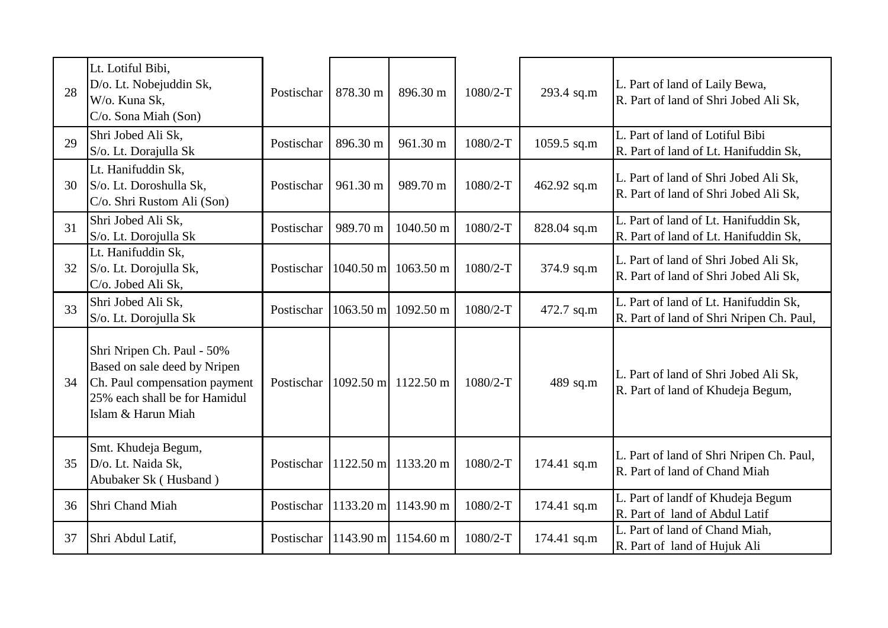| | | | | | | | |
|---|---|---|---|---|---|---|---|
| 28 | Lt. Lotiful Bibi,<br>D/o. Lt. Nobejuddin Sk,<br>W/o. Kuna Sk,<br>C/o. Sona Miah (Son) | Postischar | 878.30 m | 896.30 m | 1080/2-T | 293.4 sq.m | L. Part of land of Laily Bewa,<br>R. Part of land of Shri Jobed Ali Sk, |
| 29 | Shri Jobed Ali Sk,<br>S/o. Lt. Dorajulla Sk | Postischar | 896.30 m | 961.30 m | 1080/2-T | 1059.5 sq.m | L. Part of land of Lotiful Bibi<br>R. Part of land of Lt. Hanifuddin Sk, |
| 30 | Lt. Hanifuddin Sk,<br>S/o. Lt. Doroshulla Sk,<br>C/o. Shri Rustom Ali (Son) | Postischar | 961.30 m | 989.70 m | 1080/2-T | 462.92 sq.m | L. Part of land of Shri Jobed Ali Sk,<br>R. Part of land of Shri Jobed Ali Sk, |
| 31 | Shri Jobed Ali Sk,<br>S/o. Lt. Dorojulla Sk | Postischar | 989.70 m | 1040.50 m | 1080/2-T | 828.04 sq.m | L. Part of land of Lt. Hanifuddin Sk,<br>R. Part of land of Lt. Hanifuddin Sk, |
| 32 | Lt. Hanifuddin Sk,<br>S/o. Lt. Dorojulla Sk,<br>C/o. Jobed Ali Sk, | Postischar | 1040.50 m | 1063.50 m | 1080/2-T | 374.9 sq.m | L. Part of land of Shri Jobed Ali Sk,<br>R. Part of land of Shri Jobed Ali Sk, |
| 33 | Shri Jobed Ali Sk,<br>S/o. Lt. Dorojulla Sk | Postischar | 1063.50 m | 1092.50 m | 1080/2-T | 472.7 sq.m | L. Part of land of Lt. Hanifuddin Sk,<br>R. Part of land of Shri Nripen Ch. Paul, |
| 34 | Shri Nripen Ch. Paul - 50% Based on sale deed by Nripen Ch. Paul compensation payment 25% each shall be for Hamidul Islam & Harun Miah | Postischar | 1092.50 m | 1122.50 m | 1080/2-T | 489 sq.m | L. Part of land of Shri Jobed Ali Sk,<br>R. Part of land of Khudeja Begum, |
| 35 | Smt. Khudeja Begum,<br>D/o. Lt. Naida Sk,<br>Abubaker Sk ( Husband ) | Postischar | 1122.50 m | 1133.20 m | 1080/2-T | 174.41 sq.m | L. Part of land of Shri Nripen Ch. Paul,<br>R. Part of land of Chand Miah |
| 36 | Shri Chand Miah | Postischar | 1133.20 m | 1143.90 m | 1080/2-T | 174.41 sq.m | L. Part of landf of Khudeja Begum<br>R. Part of land of Abdul Latif |
| 37 | Shri Abdul Latif, | Postischar | 1143.90 m | 1154.60 m | 1080/2-T | 174.41 sq.m | L. Part of land of Chand Miah,<br>R. Part of land of Hujuk Ali |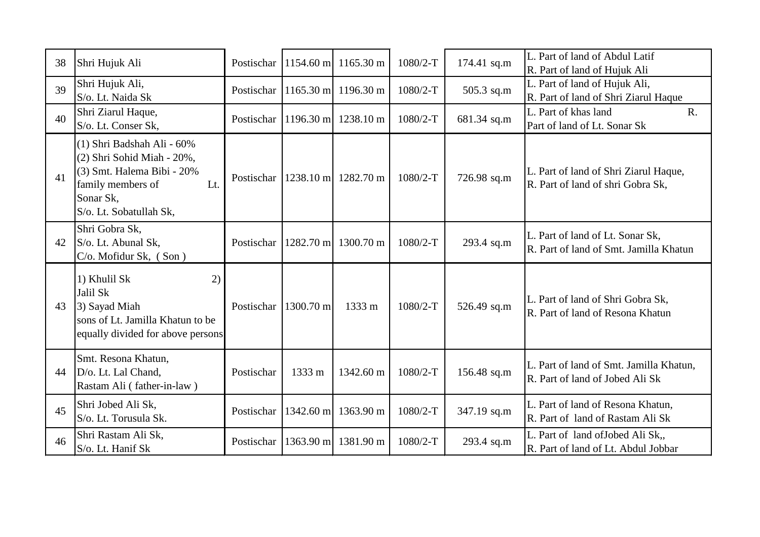| 38 | Shri Hujuk Ali | Postischar | 1154.60 m | 1165.30 m | 1080/2-T | 174.41 sq.m | L. Part of land of Abdul Latif<br>R. Part of land of Hujuk Ali |
|---|---|---|---|---|---|---|---|
| 39 | Shri Hujuk Ali,<br>S/o. Lt. Naida Sk | Postischar | 1165.30 m | 1196.30 m | 1080/2-T | 505.3 sq.m | L. Part of land of Hujuk Ali,<br>R. Part of land of Shri Ziarul Haque |
| 40 | Shri Ziarul Haque,<br>S/o. Lt. Conser Sk, | Postischar | 1196.30 m | 1238.10 m | 1080/2-T | 681.34 sq.m | L. Part of khas land R.<br>Part of land of Lt. Sonar Sk |
| 41 | (1) Shri Badshah Ali - 60%<br>(2) Shri Sohid Miah - 20%,<br>(3) Smt. Halema Bibi - 20%<br>family members of Lt. Sonar Sk,<br>S/o. Lt. Sobatullah Sk, | Postischar | 1238.10 m | 1282.70 m | 1080/2-T | 726.98 sq.m | L. Part of land of Shri Ziarul Haque,<br>R. Part of land of shri Gobra Sk, |
| 42 | Shri Gobra Sk,<br>S/o. Lt. Abunal Sk,<br>C/o. Mofidur Sk, ( Son ) | Postischar | 1282.70 m | 1300.70 m | 1080/2-T | 293.4 sq.m | L. Part of land of Lt. Sonar Sk,<br>R. Part of land of Smt. Jamilla Khatun |
| 43 | 1) Khulil Sk 2) Jalil Sk<br>3) Sayad Miah<br>sons of Lt. Jamilla Khatun to be equally divided for above persons | Postischar | 1300.70 m | 1333 m | 1080/2-T | 526.49 sq.m | L. Part of land of Shri Gobra Sk,<br>R. Part of land of Resona Khatun |
| 44 | Smt. Resona Khatun,<br>D/o. Lt. Lal Chand,<br>Rastam Ali ( father-in-law ) | Postischar | 1333 m | 1342.60 m | 1080/2-T | 156.48 sq.m | L. Part of land of Smt. Jamilla Khatun,<br>R. Part of land of Jobed Ali Sk |
| 45 | Shri Jobed Ali Sk,<br>S/o. Lt. Torusula Sk. | Postischar | 1342.60 m | 1363.90 m | 1080/2-T | 347.19 sq.m | L. Part of land of Resona Khatun,<br>R. Part of land of Rastam Ali Sk |
| 46 | Shri Rastam Ali Sk,<br>S/o. Lt. Hanif Sk | Postischar | 1363.90 m | 1381.90 m | 1080/2-T | 293.4 sq.m | L. Part of land ofJobed Ali Sk,,<br>R. Part of land of Lt. Abdul Jobbar |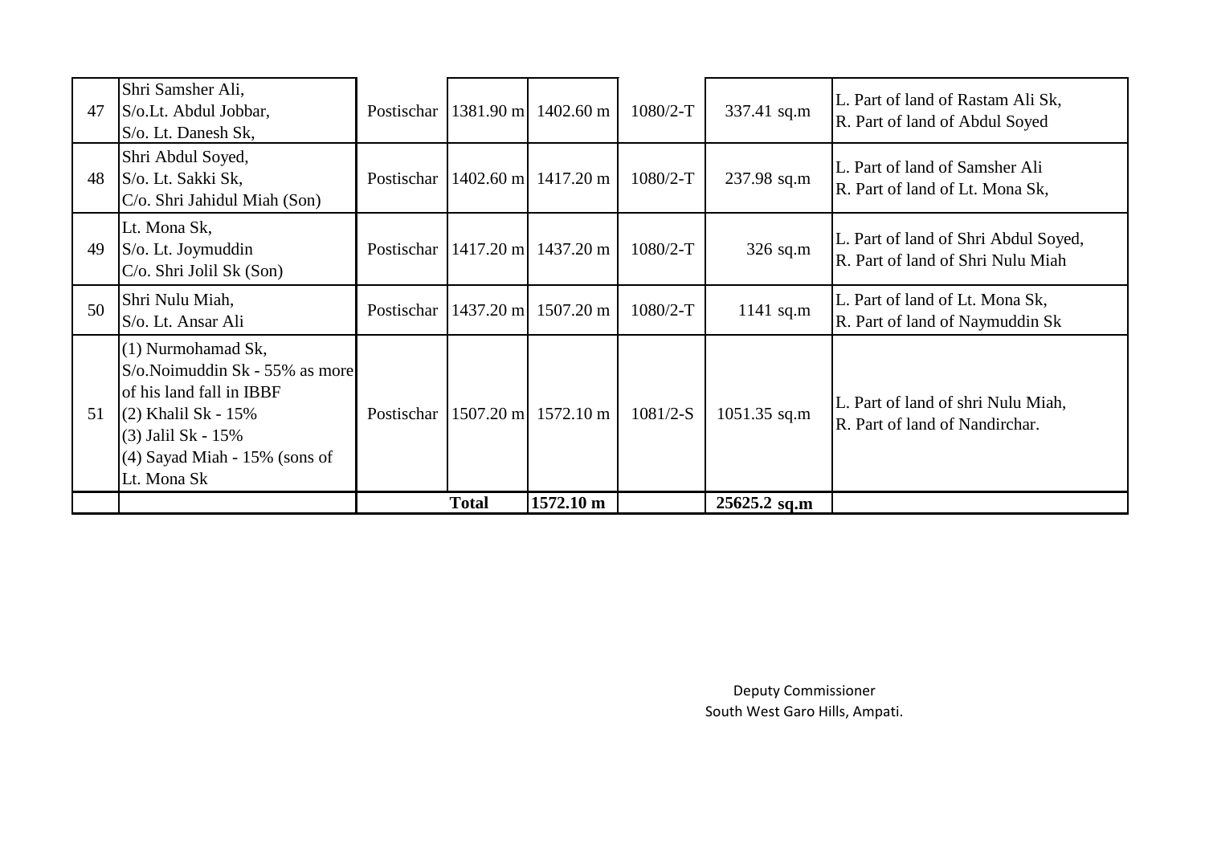| | | | | | | | |
|---|---|---|---|---|---|---|---|
| 47 | Shri Samsher Ali,<br>S/o.Lt. Abdul Jobbar,<br>S/o. Lt. Danesh Sk, | Postischar | 1381.90 m | 1402.60 m | 1080/2-T | 337.41 sq.m | L. Part of land of Rastam Ali Sk,<br>R. Part of land of Abdul Soyed |
| 48 | Shri Abdul Soyed,<br>S/o. Lt. Sakki Sk,<br>C/o. Shri Jahidul Miah (Son) | Postischar | 1402.60 m | 1417.20 m | 1080/2-T | 237.98 sq.m | L. Part of land of Samsher Ali<br>R. Part of land of Lt. Mona Sk, |
| 49 | Lt. Mona Sk,<br>S/o. Lt. Joymuddin<br>C/o. Shri Jolil Sk (Son) | Postischar | 1417.20 m | 1437.20 m | 1080/2-T | 326 sq.m | L. Part of land of Shri Abdul Soyed,<br>R. Part of land of Shri Nulu Miah |
| 50 | Shri Nulu Miah,<br>S/o. Lt. Ansar Ali | Postischar | 1437.20 m | 1507.20 m | 1080/2-T | 1141 sq.m | L. Part of land of Lt. Mona Sk,<br>R. Part of land of Naymuddin Sk |
| 51 | (1) Nurmohamad Sk,<br>S/o.Noimuddin Sk - 55% as more of his land fall in IBBF<br>(2) Khalil Sk - 15%<br>(3) Jalil Sk - 15%<br>(4) Sayad Miah - 15% (sons of Lt. Mona Sk | Postischar | 1507.20 m | 1572.10 m | 1081/2-S | 1051.35 sq.m | L. Part of land of shri Nulu Miah,<br>R. Part of land of Nandirchar. |
| | | | **Total** | **1572.10 m** | | **25625.2 sq.m** | |

Deputy Commissioner
South West Garo Hills, Ampati.